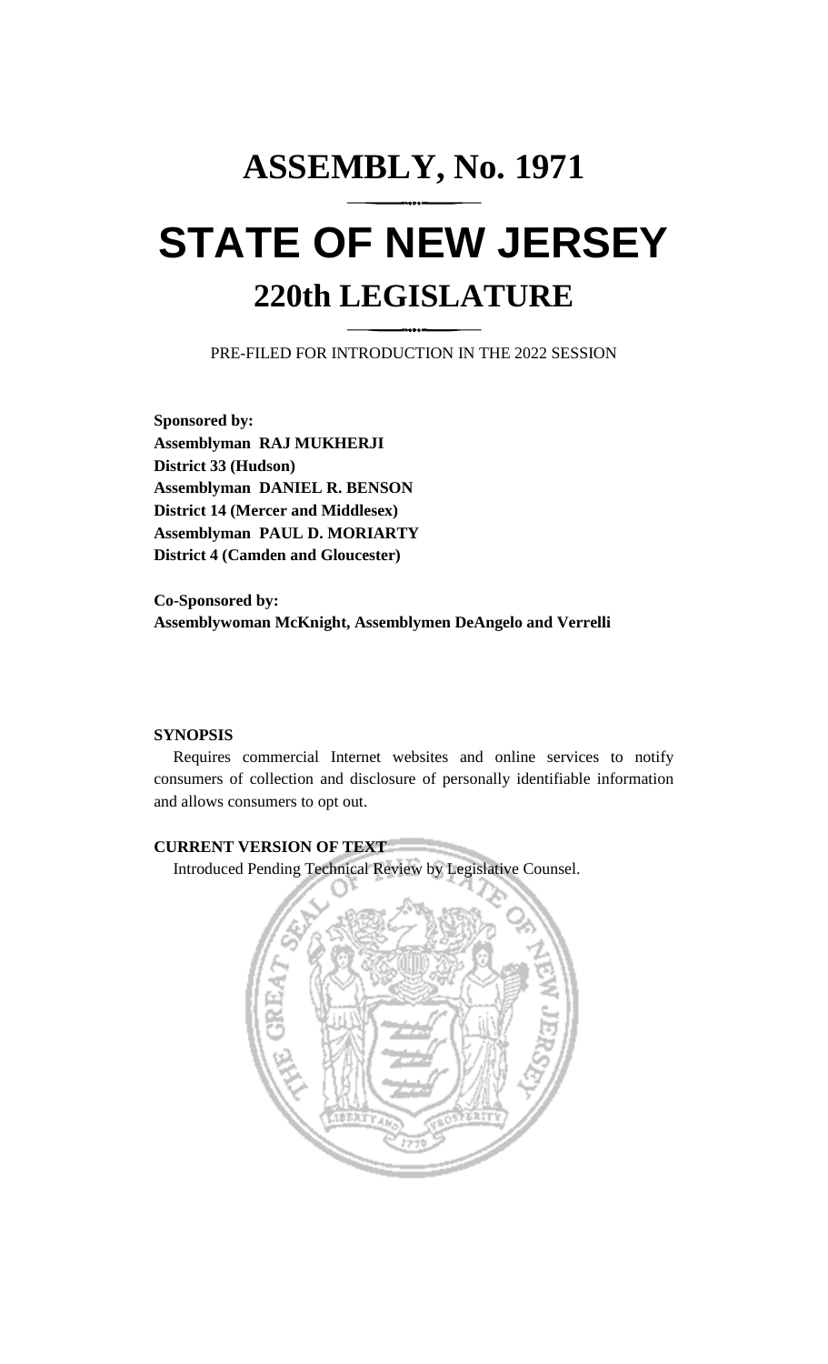# ASSEMBLY, No. 1971

# STATE OF NEW JERSEY

## 220th LEGISLATURE

PRE-FILED FOR INTRODUCTION IN THE 2022 SESSION

**Sponsored by:**
**Assemblyman RAJ MUKHERJI**
**District 33 (Hudson)**
**Assemblyman DANIEL R. BENSON**
**District 14 (Mercer and Middlesex)**
**Assemblyman PAUL D. MORIARTY**
**District 4 (Camden and Gloucester)**

**Co-Sponsored by:**
**Assemblywoman McKnight, Assemblymen DeAngelo and Verrelli**

**SYNOPSIS**

Requires commercial Internet websites and online services to notify consumers of collection and disclosure of personally identifiable information and allows consumers to opt out.

**CURRENT VERSION OF TEXT**

Introduced Pending Technical Review by Legislative Counsel.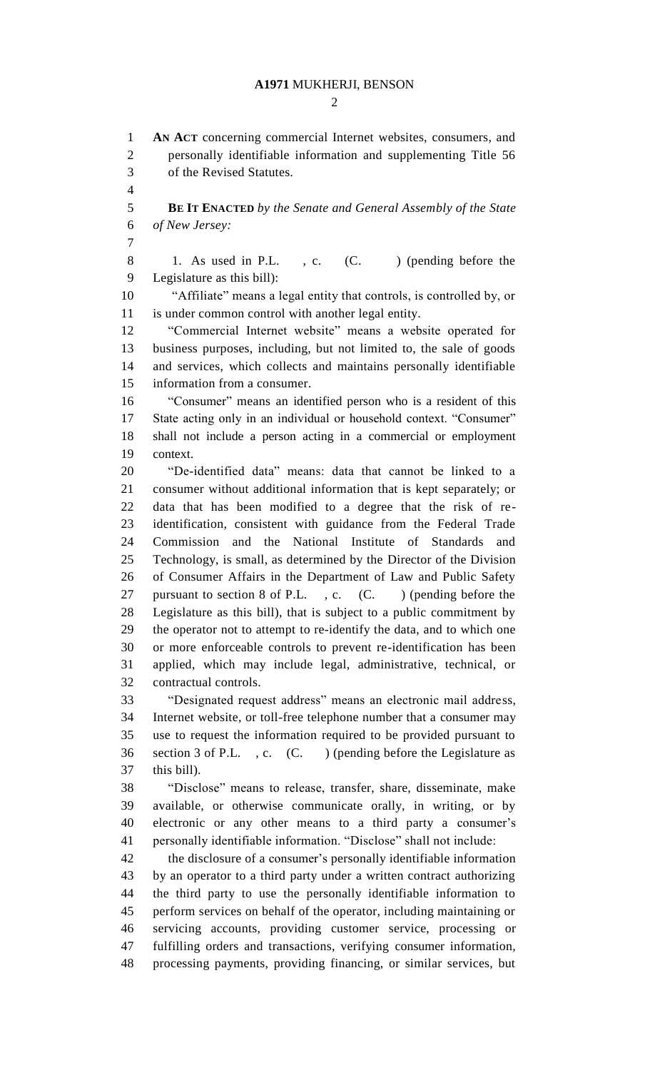**AN ACT** concerning commercial Internet websites, consumers, and personally identifiable information and supplementing Title 56 of the Revised Statutes.

**BE IT ENACTED** *by the Senate and General Assembly of the State of New Jersey:*

1. As used in P.L. , c. (C. ) (pending before the Legislature as this bill):

"Affiliate" means a legal entity that controls, is controlled by, or is under common control with another legal entity.

"Commercial Internet website" means a website operated for business purposes, including, but not limited to, the sale of goods and services, which collects and maintains personally identifiable information from a consumer.

"Consumer" means an identified person who is a resident of this State acting only in an individual or household context. "Consumer" shall not include a person acting in a commercial or employment context.

"De-identified data" means: data that cannot be linked to a consumer without additional information that is kept separately; or data that has been modified to a degree that the risk of re-identification, consistent with guidance from the Federal Trade Commission and the National Institute of Standards and Technology, is small, as determined by the Director of the Division of Consumer Affairs in the Department of Law and Public Safety pursuant to section 8 of P.L. , c. (C. ) (pending before the Legislature as this bill), that is subject to a public commitment by the operator not to attempt to re-identify the data, and to which one or more enforceable controls to prevent re-identification has been applied, which may include legal, administrative, technical, or contractual controls.

"Designated request address" means an electronic mail address, Internet website, or toll-free telephone number that a consumer may use to request the information required to be provided pursuant to section 3 of P.L. , c. (C. ) (pending before the Legislature as this bill).

"Disclose" means to release, transfer, share, disseminate, make available, or otherwise communicate orally, in writing, or by electronic or any other means to a third party a consumer's personally identifiable information. "Disclose" shall not include:

the disclosure of a consumer's personally identifiable information by an operator to a third party under a written contract authorizing the third party to use the personally identifiable information to perform services on behalf of the operator, including maintaining or servicing accounts, providing customer service, processing or fulfilling orders and transactions, verifying consumer information, processing payments, providing financing, or similar services, but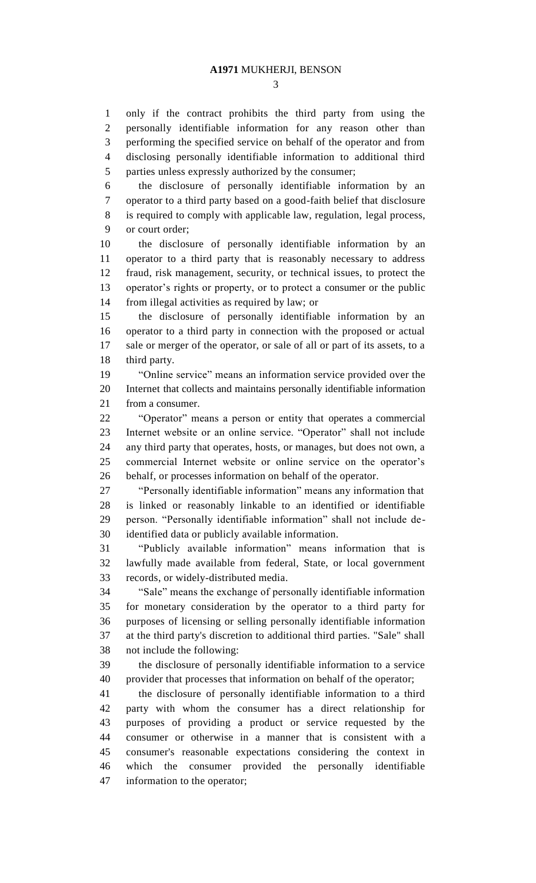only if the contract prohibits the third party from using the personally identifiable information for any reason other than performing the specified service on behalf of the operator and from disclosing personally identifiable information to additional third parties unless expressly authorized by the consumer;

the disclosure of personally identifiable information by an operator to a third party based on a good-faith belief that disclosure is required to comply with applicable law, regulation, legal process, or court order;

the disclosure of personally identifiable information by an operator to a third party that is reasonably necessary to address fraud, risk management, security, or technical issues, to protect the operator's rights or property, or to protect a consumer or the public from illegal activities as required by law; or

the disclosure of personally identifiable information by an operator to a third party in connection with the proposed or actual sale or merger of the operator, or sale of all or part of its assets, to a third party.

"Online service" means an information service provided over the Internet that collects and maintains personally identifiable information from a consumer.

"Operator" means a person or entity that operates a commercial Internet website or an online service. "Operator" shall not include any third party that operates, hosts, or manages, but does not own, a commercial Internet website or online service on the operator's behalf, or processes information on behalf of the operator.

"Personally identifiable information" means any information that is linked or reasonably linkable to an identified or identifiable person. "Personally identifiable information" shall not include de-identified data or publicly available information.

"Publicly available information" means information that is lawfully made available from federal, State, or local government records, or widely-distributed media.

"Sale" means the exchange of personally identifiable information for monetary consideration by the operator to a third party for purposes of licensing or selling personally identifiable information at the third party's discretion to additional third parties. "Sale" shall not include the following:

the disclosure of personally identifiable information to a service provider that processes that information on behalf of the operator;

the disclosure of personally identifiable information to a third party with whom the consumer has a direct relationship for purposes of providing a product or service requested by the consumer or otherwise in a manner that is consistent with a consumer's reasonable expectations considering the context in which the consumer provided the personally identifiable information to the operator;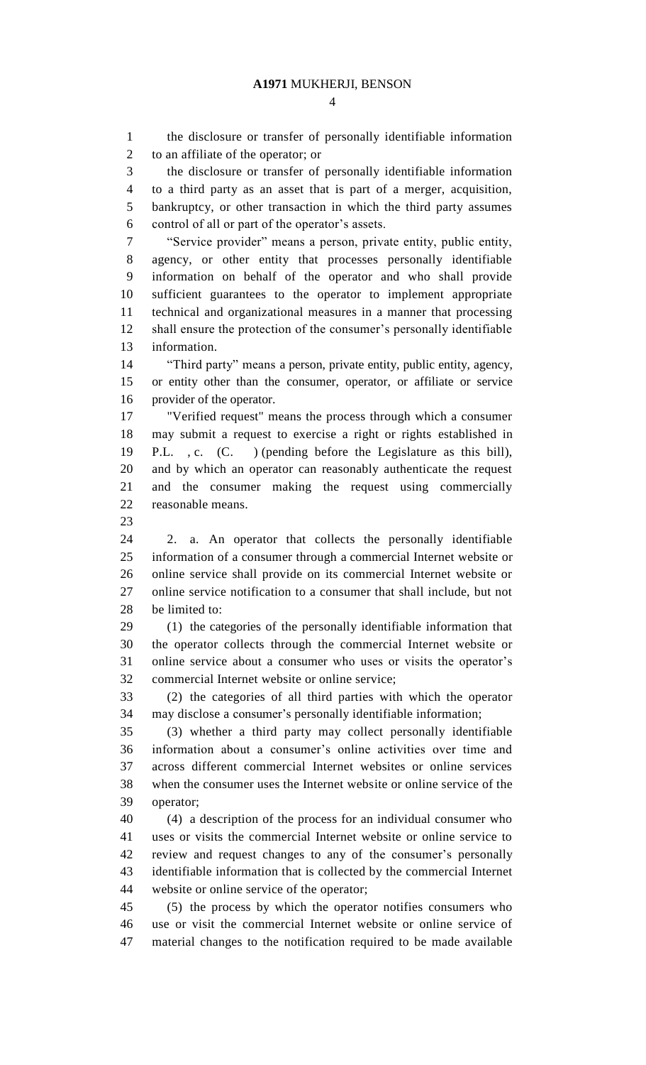the disclosure or transfer of personally identifiable information to an affiliate of the operator; or

the disclosure or transfer of personally identifiable information to a third party as an asset that is part of a merger, acquisition, bankruptcy, or other transaction in which the third party assumes control of all or part of the operator's assets.

"Service provider" means a person, private entity, public entity, agency, or other entity that processes personally identifiable information on behalf of the operator and who shall provide sufficient guarantees to the operator to implement appropriate technical and organizational measures in a manner that processing shall ensure the protection of the consumer's personally identifiable information.

"Third party" means a person, private entity, public entity, agency, or entity other than the consumer, operator, or affiliate or service provider of the operator.

"Verified request" means the process through which a consumer may submit a request to exercise a right or rights established in P.L. , c. (C. ) (pending before the Legislature as this bill), and by which an operator can reasonably authenticate the request and the consumer making the request using commercially reasonable means.

2. a. An operator that collects the personally identifiable information of a consumer through a commercial Internet website or online service shall provide on its commercial Internet website or online service notification to a consumer that shall include, but not be limited to:

(1) the categories of the personally identifiable information that the operator collects through the commercial Internet website or online service about a consumer who uses or visits the operator's commercial Internet website or online service;

(2) the categories of all third parties with which the operator may disclose a consumer's personally identifiable information;

(3) whether a third party may collect personally identifiable information about a consumer's online activities over time and across different commercial Internet websites or online services when the consumer uses the Internet website or online service of the operator;

(4) a description of the process for an individual consumer who uses or visits the commercial Internet website or online service to review and request changes to any of the consumer's personally identifiable information that is collected by the commercial Internet website or online service of the operator;

(5) the process by which the operator notifies consumers who use or visit the commercial Internet website or online service of material changes to the notification required to be made available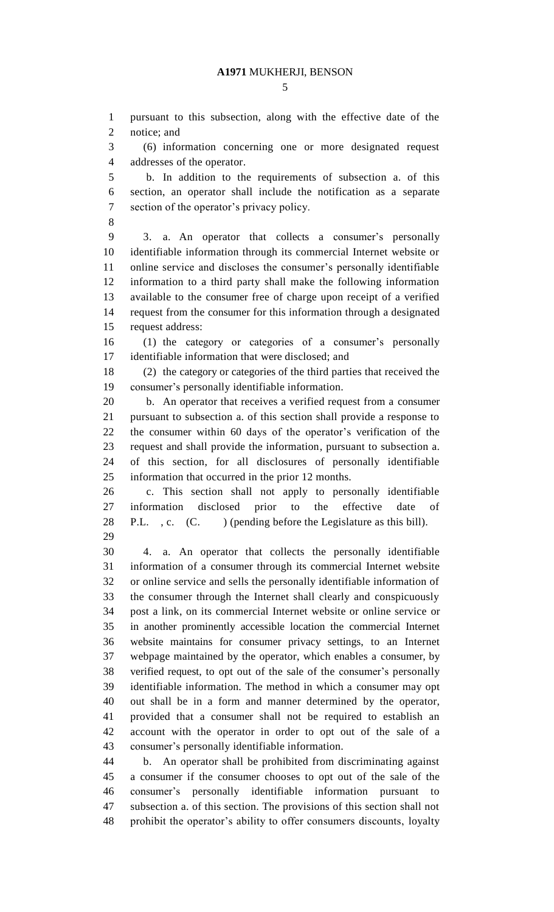pursuant to this subsection, along with the effective date of the notice; and

(6) information concerning one or more designated request addresses of the operator.

b. In addition to the requirements of subsection a. of this section, an operator shall include the notification as a separate section of the operator's privacy policy.

3. a. An operator that collects a consumer's personally identifiable information through its commercial Internet website or online service and discloses the consumer's personally identifiable information to a third party shall make the following information available to the consumer free of charge upon receipt of a verified request from the consumer for this information through a designated request address:

(1) the category or categories of a consumer's personally identifiable information that were disclosed; and

(2) the category or categories of the third parties that received the consumer's personally identifiable information.

b. An operator that receives a verified request from a consumer pursuant to subsection a. of this section shall provide a response to the consumer within 60 days of the operator's verification of the request and shall provide the information, pursuant to subsection a. of this section, for all disclosures of personally identifiable information that occurred in the prior 12 months.

c. This section shall not apply to personally identifiable information disclosed prior to the effective date of P.L. , c. (C. ) (pending before the Legislature as this bill).

4. a. An operator that collects the personally identifiable information of a consumer through its commercial Internet website or online service and sells the personally identifiable information of the consumer through the Internet shall clearly and conspicuously post a link, on its commercial Internet website or online service or in another prominently accessible location the commercial Internet website maintains for consumer privacy settings, to an Internet webpage maintained by the operator, which enables a consumer, by verified request, to opt out of the sale of the consumer's personally identifiable information. The method in which a consumer may opt out shall be in a form and manner determined by the operator, provided that a consumer shall not be required to establish an account with the operator in order to opt out of the sale of a consumer's personally identifiable information.

b. An operator shall be prohibited from discriminating against a consumer if the consumer chooses to opt out of the sale of the consumer's personally identifiable information pursuant to subsection a. of this section. The provisions of this section shall not prohibit the operator's ability to offer consumers discounts, loyalty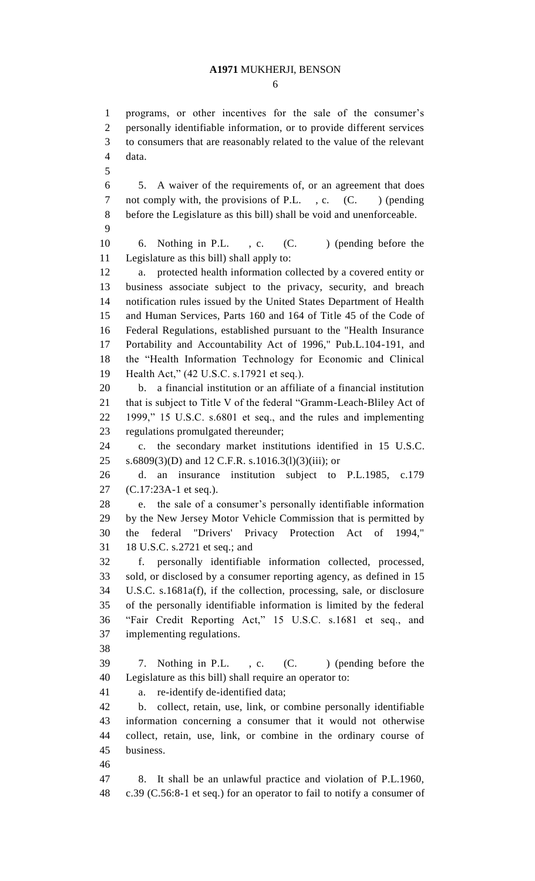programs, or other incentives for the sale of the consumer's personally identifiable information, or to provide different services to consumers that are reasonably related to the value of the relevant data.

5. A waiver of the requirements of, or an agreement that does not comply with, the provisions of P.L. , c. (C. ) (pending before the Legislature as this bill) shall be void and unenforceable.

6. Nothing in P.L. , c. (C. ) (pending before the Legislature as this bill) shall apply to:

a. protected health information collected by a covered entity or business associate subject to the privacy, security, and breach notification rules issued by the United States Department of Health and Human Services, Parts 160 and 164 of Title 45 of the Code of Federal Regulations, established pursuant to the "Health Insurance Portability and Accountability Act of 1996," Pub.L.104-191, and the "Health Information Technology for Economic and Clinical Health Act," (42 U.S.C. s.17921 et seq.).

b. a financial institution or an affiliate of a financial institution that is subject to Title V of the federal "Gramm-Leach-Bliley Act of 1999," 15 U.S.C. s.6801 et seq., and the rules and implementing regulations promulgated thereunder;

c. the secondary market institutions identified in 15 U.S.C. s.6809(3)(D) and 12 C.F.R. s.1016.3(l)(3)(iii); or

d. an insurance institution subject to P.L.1985, c.179 (C.17:23A-1 et seq.).

e. the sale of a consumer's personally identifiable information by the New Jersey Motor Vehicle Commission that is permitted by the federal "Drivers' Privacy Protection Act of 1994," 18 U.S.C. s.2721 et seq.; and

f. personally identifiable information collected, processed, sold, or disclosed by a consumer reporting agency, as defined in 15 U.S.C. s.1681a(f), if the collection, processing, sale, or disclosure of the personally identifiable information is limited by the federal "Fair Credit Reporting Act," 15 U.S.C. s.1681 et seq., and implementing regulations.

7. Nothing in P.L. , c. (C. ) (pending before the Legislature as this bill) shall require an operator to:

a. re-identify de-identified data;

b. collect, retain, use, link, or combine personally identifiable information concerning a consumer that it would not otherwise collect, retain, use, link, or combine in the ordinary course of business.

8. It shall be an unlawful practice and violation of P.L.1960, c.39 (C.56:8-1 et seq.) for an operator to fail to notify a consumer of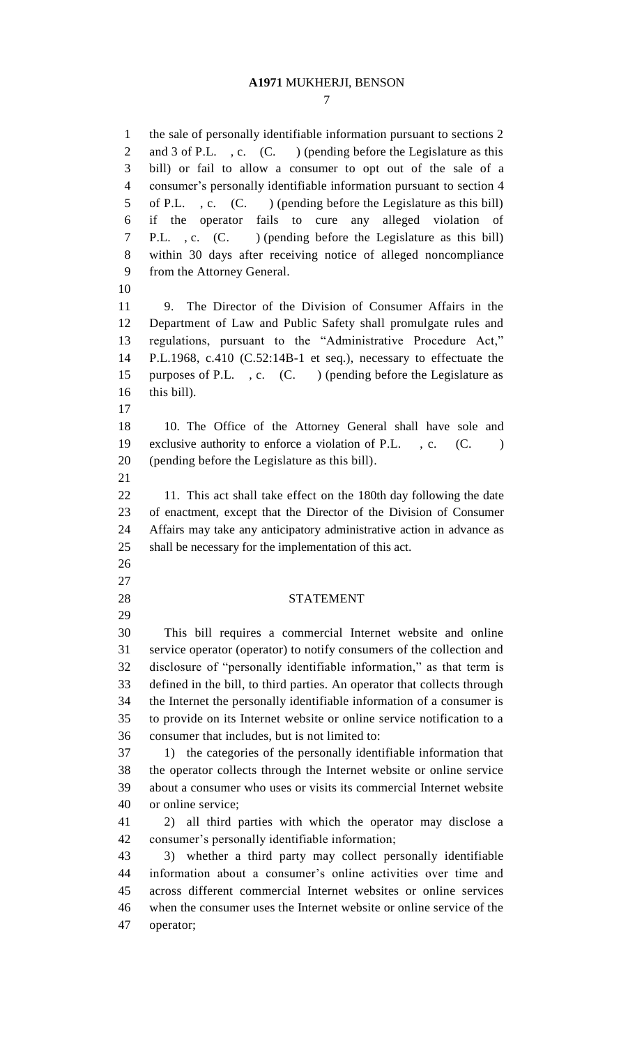the sale of personally identifiable information pursuant to sections 2 and 3 of P.L. , c. (C. ) (pending before the Legislature as this bill) or fail to allow a consumer to opt out of the sale of a consumer's personally identifiable information pursuant to section 4 of P.L. , c. (C. ) (pending before the Legislature as this bill) if the operator fails to cure any alleged violation of P.L. , c. (C. ) (pending before the Legislature as this bill) within 30 days after receiving notice of alleged noncompliance from the Attorney General.

9. The Director of the Division of Consumer Affairs in the Department of Law and Public Safety shall promulgate rules and regulations, pursuant to the "Administrative Procedure Act," P.L.1968, c.410 (C.52:14B-1 et seq.), necessary to effectuate the purposes of P.L. , c. (C. ) (pending before the Legislature as this bill).

10. The Office of the Attorney General shall have sole and exclusive authority to enforce a violation of P.L. , c. (C. ) (pending before the Legislature as this bill).

11. This act shall take effect on the 180th day following the date of enactment, except that the Director of the Division of Consumer Affairs may take any anticipatory administrative action in advance as shall be necessary for the implementation of this act.

## STATEMENT

This bill requires a commercial Internet website and online service operator (operator) to notify consumers of the collection and disclosure of "personally identifiable information," as that term is defined in the bill, to third parties. An operator that collects through the Internet the personally identifiable information of a consumer is to provide on its Internet website or online service notification to a consumer that includes, but is not limited to:

1) the categories of the personally identifiable information that the operator collects through the Internet website or online service about a consumer who uses or visits its commercial Internet website or online service;

2) all third parties with which the operator may disclose a consumer's personally identifiable information;

3) whether a third party may collect personally identifiable information about a consumer's online activities over time and across different commercial Internet websites or online services when the consumer uses the Internet website or online service of the operator;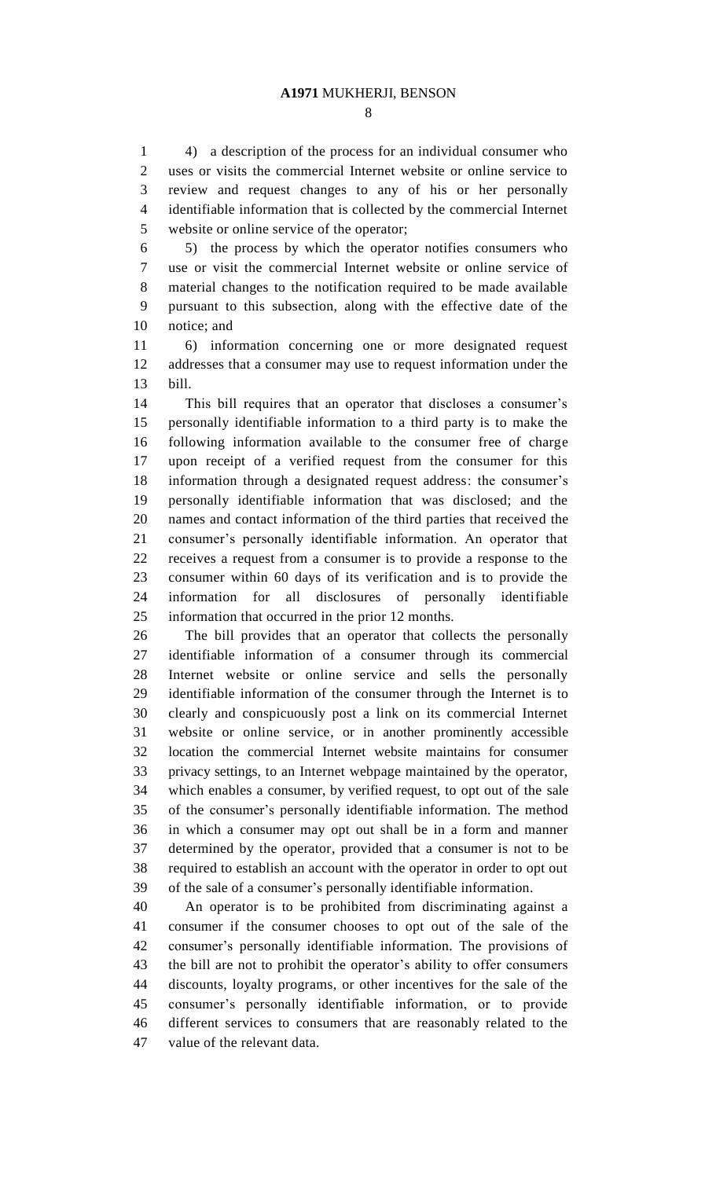4) a description of the process for an individual consumer who uses or visits the commercial Internet website or online service to review and request changes to any of his or her personally identifiable information that is collected by the commercial Internet website or online service of the operator;

5) the process by which the operator notifies consumers who use or visit the commercial Internet website or online service of material changes to the notification required to be made available pursuant to this subsection, along with the effective date of the notice; and

6) information concerning one or more designated request addresses that a consumer may use to request information under the bill.

This bill requires that an operator that discloses a consumer's personally identifiable information to a third party is to make the following information available to the consumer free of charge upon receipt of a verified request from the consumer for this information through a designated request address: the consumer's personally identifiable information that was disclosed; and the names and contact information of the third parties that received the consumer's personally identifiable information. An operator that receives a request from a consumer is to provide a response to the consumer within 60 days of its verification and is to provide the information for all disclosures of personally identifiable information that occurred in the prior 12 months.

The bill provides that an operator that collects the personally identifiable information of a consumer through its commercial Internet website or online service and sells the personally identifiable information of the consumer through the Internet is to clearly and conspicuously post a link on its commercial Internet website or online service, or in another prominently accessible location the commercial Internet website maintains for consumer privacy settings, to an Internet webpage maintained by the operator, which enables a consumer, by verified request, to opt out of the sale of the consumer's personally identifiable information. The method in which a consumer may opt out shall be in a form and manner determined by the operator, provided that a consumer is not to be required to establish an account with the operator in order to opt out of the sale of a consumer's personally identifiable information.

An operator is to be prohibited from discriminating against a consumer if the consumer chooses to opt out of the sale of the consumer's personally identifiable information. The provisions of the bill are not to prohibit the operator's ability to offer consumers discounts, loyalty programs, or other incentives for the sale of the consumer's personally identifiable information, or to provide different services to consumers that are reasonably related to the value of the relevant data.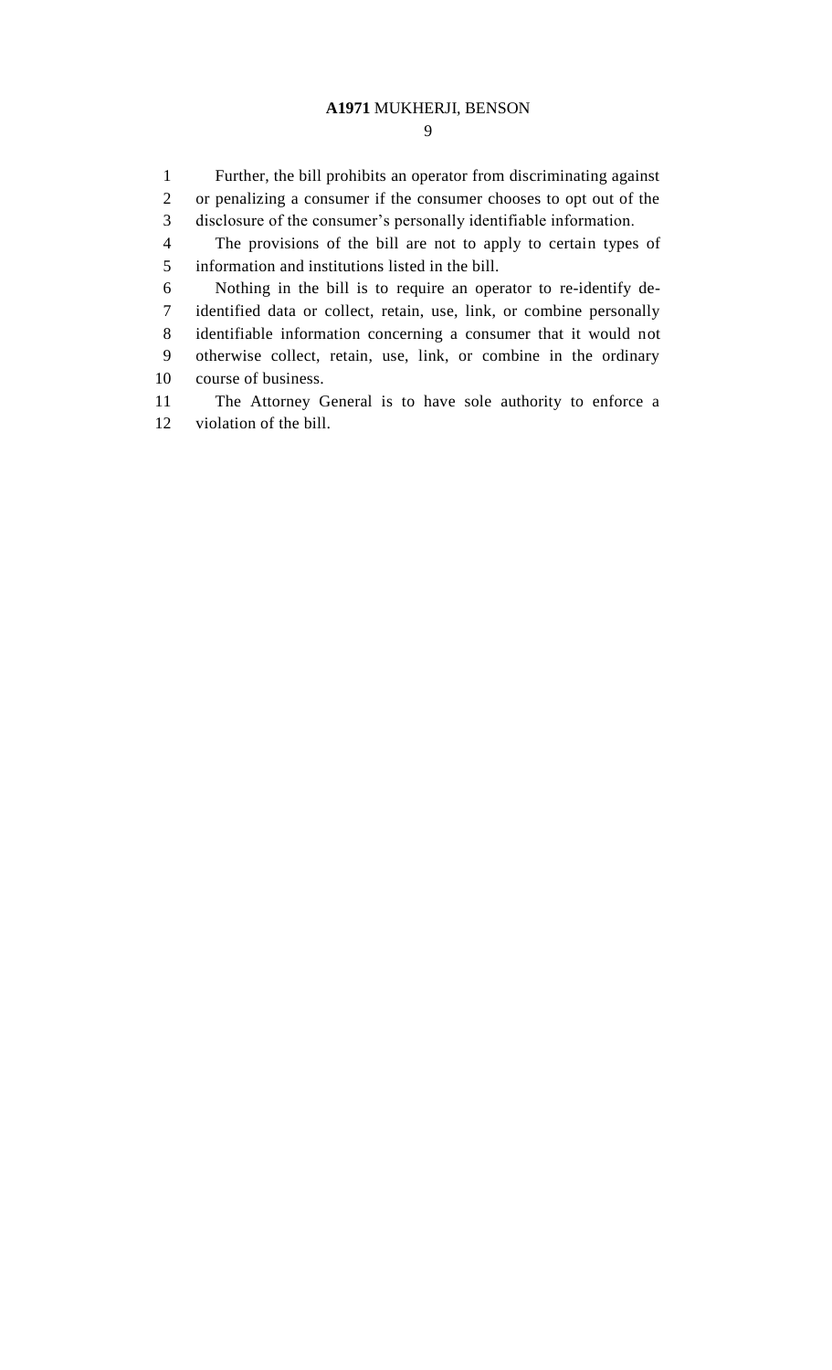Further, the bill prohibits an operator from discriminating against or penalizing a consumer if the consumer chooses to opt out of the disclosure of the consumer's personally identifiable information.

The provisions of the bill are not to apply to certain types of information and institutions listed in the bill.

Nothing in the bill is to require an operator to re-identify de-identified data or collect, retain, use, link, or combine personally identifiable information concerning a consumer that it would not otherwise collect, retain, use, link, or combine in the ordinary course of business.

The Attorney General is to have sole authority to enforce a violation of the bill.